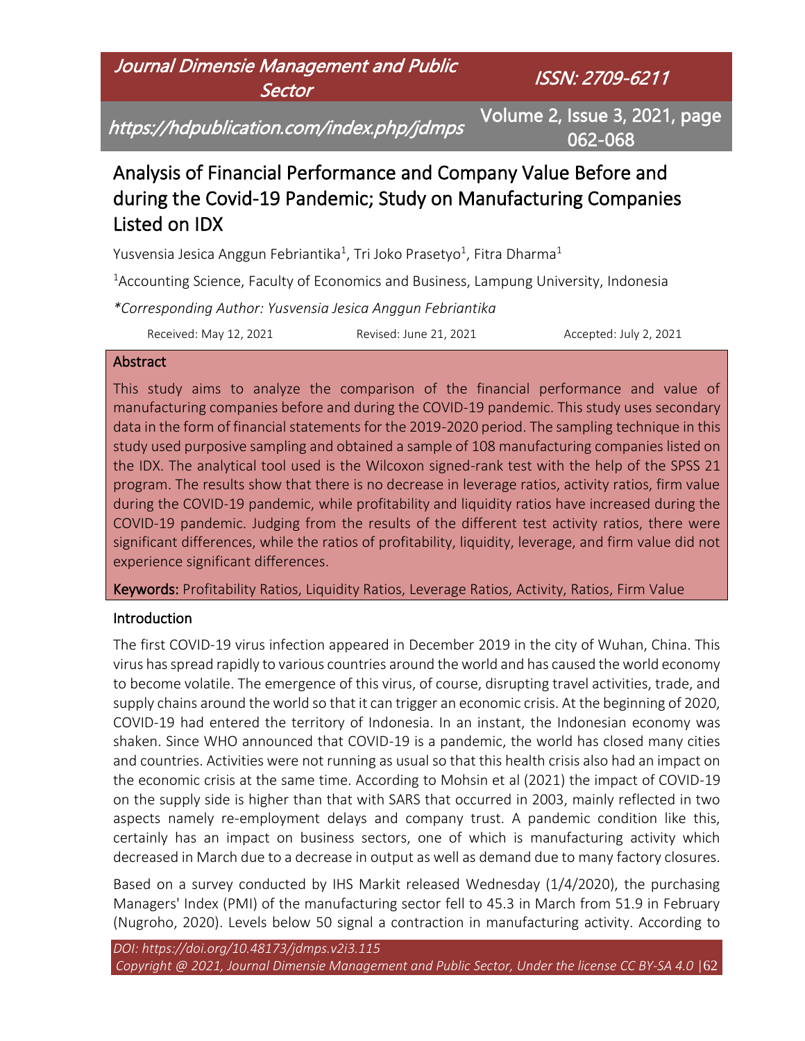# Analysis of Financial Performance and Company Value Before and during the Covid-19 Pandemic; Study on Manufacturing Companies Listed on IDX

Yusvensia Jesica Anggun Febriantika[1], Tri Joko Prasetyo[1], Fitra Dharma[1]

[1]Accounting Science, Faculty of Economics and Business, Lampung University, Indonesia

*\*Corresponding Author: Yusvensia Jesica Anggun Febriantika*

Received: May 12, 2021 Revised: June 21, 2021 Accepted: July 2, 2021

## Abstract

This study aims to analyze the comparison of the financial performance and value of manufacturing companies before and during the COVID-19 pandemic. This study uses secondary data in the form of financial statements for the 2019-2020 period. The sampling technique in this study used purposive sampling and obtained a sample of 108 manufacturing companies listed on the IDX. The analytical tool used is the Wilcoxon signed-rank test with the help of the SPSS 21 program. The results show that there is no decrease in leverage ratios, activity ratios, firm value during the COVID-19 pandemic, while profitability and liquidity ratios have increased during the COVID-19 pandemic. Judging from the results of the different test activity ratios, there were significant differences, while the ratios of profitability, liquidity, leverage, and firm value did not experience significant differences.

**Keywords:** Profitability Ratios, Liquidity Ratios, Leverage Ratios, Activity, Ratios, Firm Value

## Introduction

The first COVID-19 virus infection appeared in December 2019 in the city of Wuhan, China. This virus has spread rapidly to various countries around the world and has caused the world economy to become volatile. The emergence of this virus, of course, disrupting travel activities, trade, and supply chains around the world so that it can trigger an economic crisis. At the beginning of 2020, COVID-19 had entered the territory of Indonesia. In an instant, the Indonesian economy was shaken. Since WHO announced that COVID-19 is a pandemic, the world has closed many cities and countries. Activities were not running as usual so that this health crisis also had an impact on the economic crisis at the same time. According to Mohsin et al (2021) the impact of COVID-19 on the supply side is higher than that with SARS that occurred in 2003, mainly reflected in two aspects namely re-employment delays and company trust. A pandemic condition like this, certainly has an impact on business sectors, one of which is manufacturing activity which decreased in March due to a decrease in output as well as demand due to many factory closures.

Based on a survey conducted by IHS Markit released Wednesday (1/4/2020), the purchasing Managers' Index (PMI) of the manufacturing sector fell to 45.3 in March from 51.9 in February (Nugroho, 2020). Levels below 50 signal a contraction in manufacturing activity. According to

DOI: https://doi.org/10.48173/jdmps.v2i3.115

Copyright @ 2021, Journal Dimensie Management and Public Sector, Under the license CC BY-SA 4.0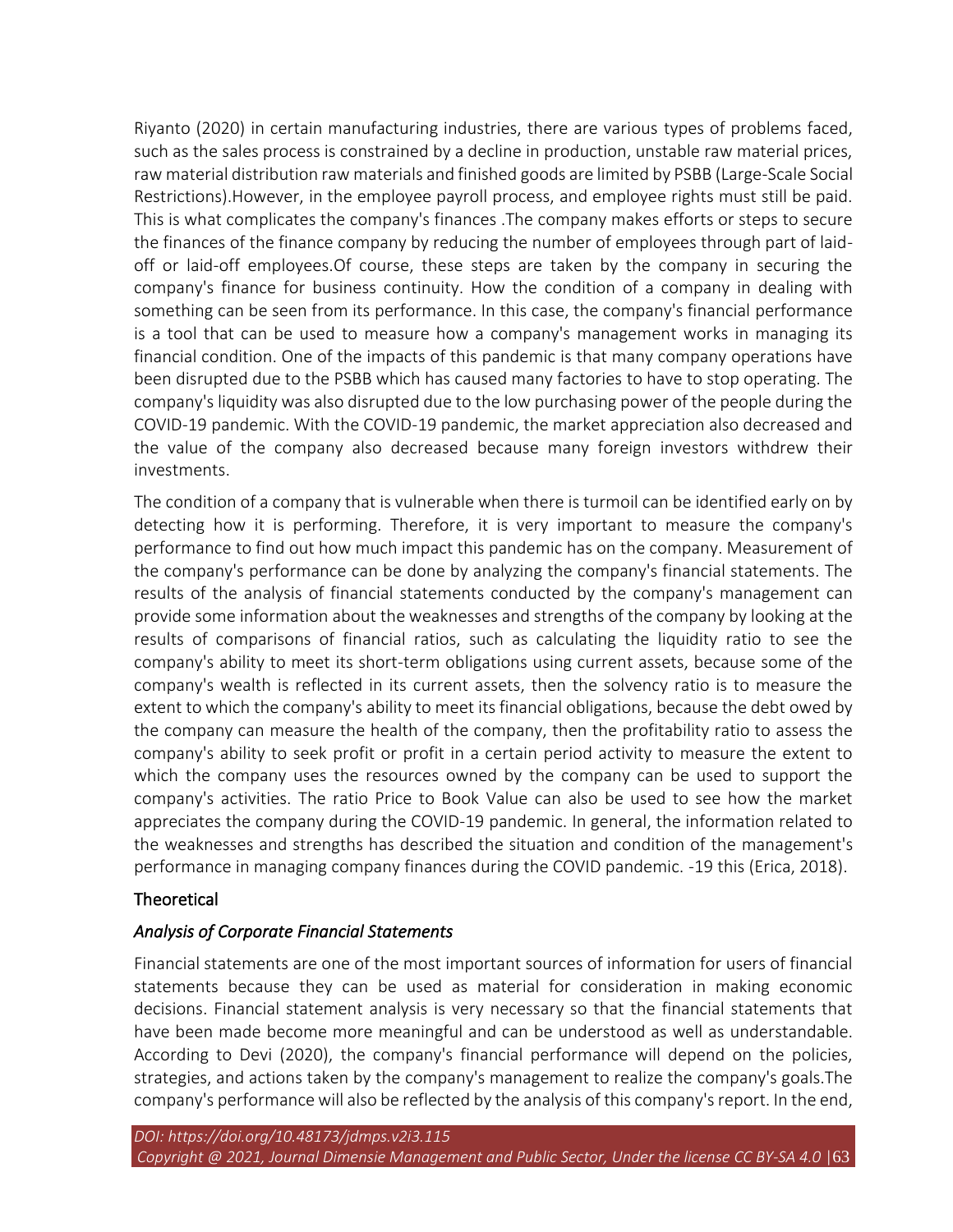Riyanto (2020) in certain manufacturing industries, there are various types of problems faced, such as the sales process is constrained by a decline in production, unstable raw material prices, raw material distribution raw materials and finished goods are limited by PSBB (Large-Scale Social Restrictions).However, in the employee payroll process, and employee rights must still be paid. This is what complicates the company's finances .The company makes efforts or steps to secure the finances of the finance company by reducing the number of employees through part of laid-off or laid-off employees.Of course, these steps are taken by the company in securing the company's finance for business continuity. How the condition of a company in dealing with something can be seen from its performance. In this case, the company's financial performance is a tool that can be used to measure how a company's management works in managing its financial condition. One of the impacts of this pandemic is that many company operations have been disrupted due to the PSBB which has caused many factories to have to stop operating. The company's liquidity was also disrupted due to the low purchasing power of the people during the COVID-19 pandemic. With the COVID-19 pandemic, the market appreciation also decreased and the value of the company also decreased because many foreign investors withdrew their investments.

The condition of a company that is vulnerable when there is turmoil can be identified early on by detecting how it is performing. Therefore, it is very important to measure the company's performance to find out how much impact this pandemic has on the company. Measurement of the company's performance can be done by analyzing the company's financial statements. The results of the analysis of financial statements conducted by the company's management can provide some information about the weaknesses and strengths of the company by looking at the results of comparisons of financial ratios, such as calculating the liquidity ratio to see the company's ability to meet its short-term obligations using current assets, because some of the company's wealth is reflected in its current assets, then the solvency ratio is to measure the extent to which the company's ability to meet its financial obligations, because the debt owed by the company can measure the health of the company, then the profitability ratio to assess the company's ability to seek profit or profit in a certain period activity to measure the extent to which the company uses the resources owned by the company can be used to support the company's activities. The ratio Price to Book Value can also be used to see how the market appreciates the company during the COVID-19 pandemic. In general, the information related to the weaknesses and strengths has described the situation and condition of the management's performance in managing company finances during the COVID pandemic. -19 this (Erica, 2018).

## Theoretical

### *Analysis of Corporate Financial Statements*

Financial statements are one of the most important sources of information for users of financial statements because they can be used as material for consideration in making economic decisions. Financial statement analysis is very necessary so that the financial statements that have been made become more meaningful and can be understood as well as understandable. According to Devi (2020), the company's financial performance will depend on the policies, strategies, and actions taken by the company's management to realize the company's goals.The company's performance will also be reflected by the analysis of this company's report. In the end,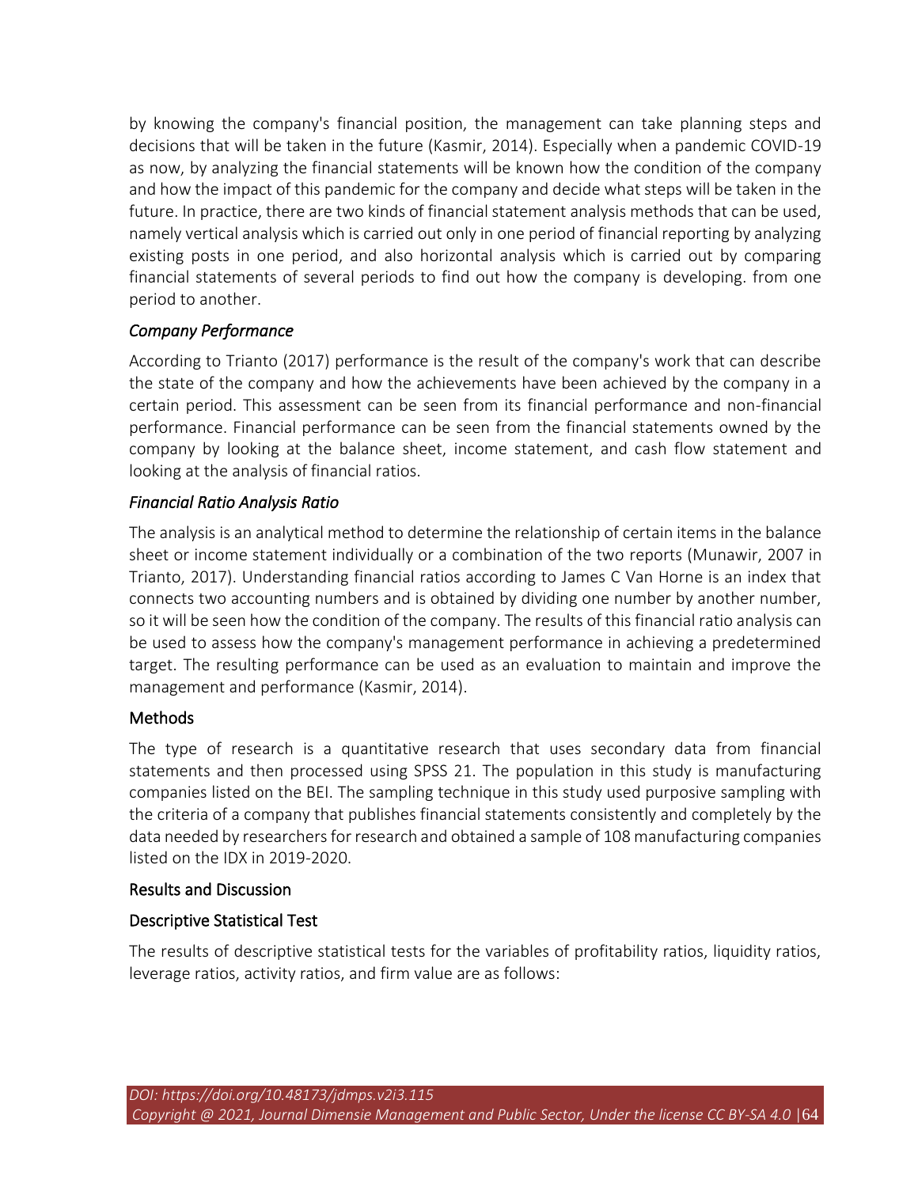by knowing the company's financial position, the management can take planning steps and decisions that will be taken in the future (Kasmir, 2014). Especially when a pandemic COVID-19 as now, by analyzing the financial statements will be known how the condition of the company and how the impact of this pandemic for the company and decide what steps will be taken in the future. In practice, there are two kinds of financial statement analysis methods that can be used, namely vertical analysis which is carried out only in one period of financial reporting by analyzing existing posts in one period, and also horizontal analysis which is carried out by comparing financial statements of several periods to find out how the company is developing. from one period to another.

### *Company Performance*

According to Trianto (2017) performance is the result of the company's work that can describe the state of the company and how the achievements have been achieved by the company in a certain period. This assessment can be seen from its financial performance and non-financial performance. Financial performance can be seen from the financial statements owned by the company by looking at the balance sheet, income statement, and cash flow statement and looking at the analysis of financial ratios.

### *Financial Ratio Analysis Ratio*

The analysis is an analytical method to determine the relationship of certain items in the balance sheet or income statement individually or a combination of the two reports (Munawir, 2007 in Trianto, 2017). Understanding financial ratios according to James C Van Horne is an index that connects two accounting numbers and is obtained by dividing one number by another number, so it will be seen how the condition of the company. The results of this financial ratio analysis can be used to assess how the company's management performance in achieving a predetermined target. The resulting performance can be used as an evaluation to maintain and improve the management and performance (Kasmir, 2014).

## Methods

The type of research is a quantitative research that uses secondary data from financial statements and then processed using SPSS 21. The population in this study is manufacturing companies listed on the BEI. The sampling technique in this study used purposive sampling with the criteria of a company that publishes financial statements consistently and completely by the data needed by researchers for research and obtained a sample of 108 manufacturing companies listed on the IDX in 2019-2020.

## Results and Discussion

### Descriptive Statistical Test

The results of descriptive statistical tests for the variables of profitability ratios, liquidity ratios, leverage ratios, activity ratios, and firm value are as follows: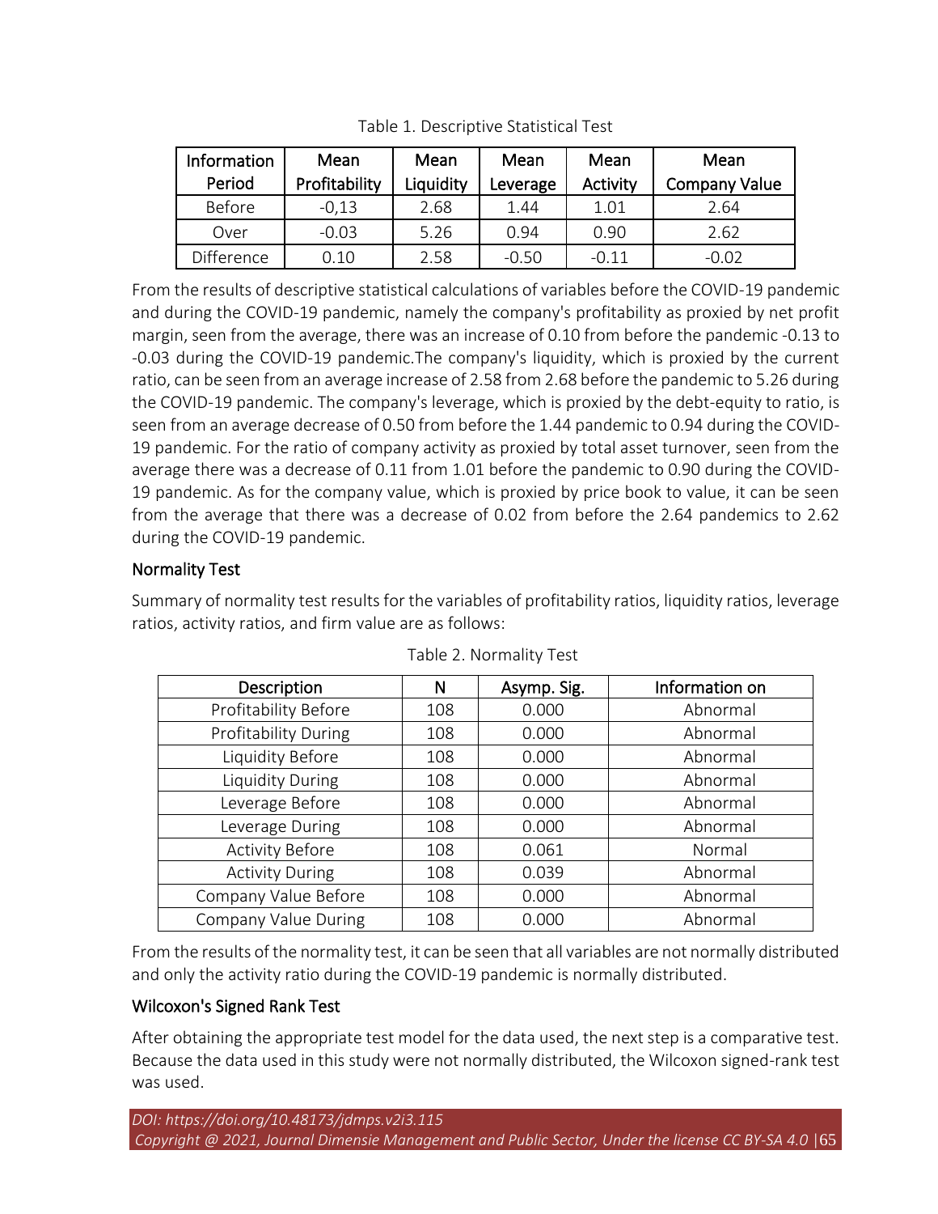Table 1. Descriptive Statistical Test

| Information Period | Mean Profitability | Mean Liquidity | Mean Leverage | Mean Activity | Mean Company Value |
|---|---|---|---|---|---|
| Before | -0,13 | 2.68 | 1.44 | 1.01 | 2.64 |
| Over | -0.03 | 5.26 | 0.94 | 0.90 | 2.62 |
| Difference | 0.10 | 2.58 | -0.50 | -0.11 | -0.02 |

From the results of descriptive statistical calculations of variables before the COVID-19 pandemic and during the COVID-19 pandemic, namely the company's profitability as proxied by net profit margin, seen from the average, there was an increase of 0.10 from before the pandemic -0.13 to -0.03 during the COVID-19 pandemic.The company's liquidity, which is proxied by the current ratio, can be seen from an average increase of 2.58 from 2.68 before the pandemic to 5.26 during the COVID-19 pandemic. The company's leverage, which is proxied by the debt-equity to ratio, is seen from an average decrease of 0.50 from before the 1.44 pandemic to 0.94 during the COVID-19 pandemic. For the ratio of company activity as proxied by total asset turnover, seen from the average there was a decrease of 0.11 from 1.01 before the pandemic to 0.90 during the COVID-19 pandemic. As for the company value, which is proxied by price book to value, it can be seen from the average that there was a decrease of 0.02 from before the 2.64 pandemics to 2.62 during the COVID-19 pandemic.

## Normality Test

Summary of normality test results for the variables of profitability ratios, liquidity ratios, leverage ratios, activity ratios, and firm value are as follows:

Table 2. Normality Test

| Description | N | Asymp. Sig. | Information on |
|---|---|---|---|
| Profitability Before | 108 | 0.000 | Abnormal |
| Profitability During | 108 | 0.000 | Abnormal |
| Liquidity Before | 108 | 0.000 | Abnormal |
| Liquidity During | 108 | 0.000 | Abnormal |
| Leverage Before | 108 | 0.000 | Abnormal |
| Leverage During | 108 | 0.000 | Abnormal |
| Activity Before | 108 | 0.061 | Normal |
| Activity During | 108 | 0.039 | Abnormal |
| Company Value Before | 108 | 0.000 | Abnormal |
| Company Value During | 108 | 0.000 | Abnormal |

From the results of the normality test, it can be seen that all variables are not normally distributed and only the activity ratio during the COVID-19 pandemic is normally distributed.

## Wilcoxon's Signed Rank Test

After obtaining the appropriate test model for the data used, the next step is a comparative test. Because the data used in this study were not normally distributed, the Wilcoxon signed-rank test was used.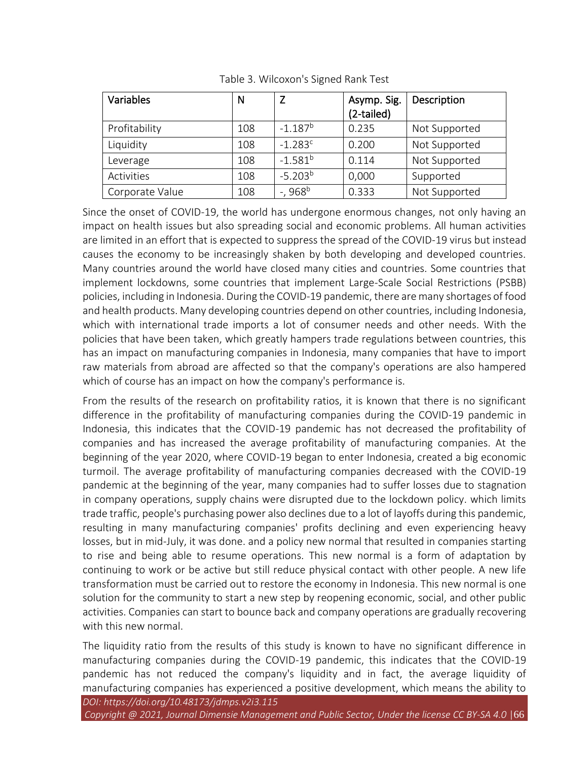Table 3. Wilcoxon's Signed Rank Test

| Variables | N | Z | Asymp. Sig. (2-tailed) | Description |
|---|---|---|---|---|
| Profitability | 108 | $-1.187^{b}$ | 0.235 | Not Supported |
| Liquidity | 108 | $-1.283^{c}$ | 0.200 | Not Supported |
| Leverage | 108 | $-1.581^{b}$ | 0.114 | Not Supported |
| Activities | 108 | $-5.203^{b}$ | 0,000 | Supported |
| Corporate Value | 108 | -, $968^{b}$ | 0.333 | Not Supported |

Since the onset of COVID-19, the world has undergone enormous changes, not only having an impact on health issues but also spreading social and economic problems. All human activities are limited in an effort that is expected to suppress the spread of the COVID-19 virus but instead causes the economy to be increasingly shaken by both developing and developed countries. Many countries around the world have closed many cities and countries. Some countries that implement lockdowns, some countries that implement Large-Scale Social Restrictions (PSBB) policies, including in Indonesia. During the COVID-19 pandemic, there are many shortages of food and health products. Many developing countries depend on other countries, including Indonesia, which with international trade imports a lot of consumer needs and other needs. With the policies that have been taken, which greatly hampers trade regulations between countries, this has an impact on manufacturing companies in Indonesia, many companies that have to import raw materials from abroad are affected so that the company's operations are also hampered which of course has an impact on how the company's performance is.

From the results of the research on profitability ratios, it is known that there is no significant difference in the profitability of manufacturing companies during the COVID-19 pandemic in Indonesia, this indicates that the COVID-19 pandemic has not decreased the profitability of companies and has increased the average profitability of manufacturing companies. At the beginning of the year 2020, where COVID-19 began to enter Indonesia, created a big economic turmoil. The average profitability of manufacturing companies decreased with the COVID-19 pandemic at the beginning of the year, many companies had to suffer losses due to stagnation in company operations, supply chains were disrupted due to the lockdown policy. which limits trade traffic, people's purchasing power also declines due to a lot of layoffs during this pandemic, resulting in many manufacturing companies' profits declining and even experiencing heavy losses, but in mid-July, it was done. and a policy new normal that resulted in companies starting to rise and being able to resume operations. This new normal is a form of adaptation by continuing to work or be active but still reduce physical contact with other people. A new life transformation must be carried out to restore the economy in Indonesia. This new normal is one solution for the community to start a new step by reopening economic, social, and other public activities. Companies can start to bounce back and company operations are gradually recovering with this new normal.

The liquidity ratio from the results of this study is known to have no significant difference in manufacturing companies during the COVID-19 pandemic, this indicates that the COVID-19 pandemic has not reduced the company's liquidity and in fact, the average liquidity of manufacturing companies has experienced a positive development, which means the ability to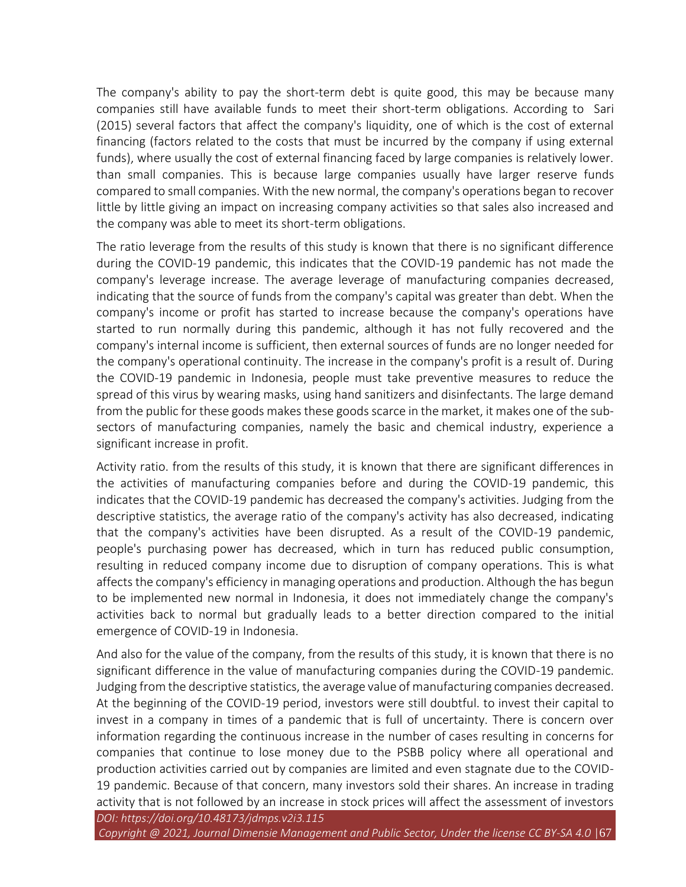The company's ability to pay the short-term debt is quite good, this may be because many companies still have available funds to meet their short-term obligations. According to Sari (2015) several factors that affect the company's liquidity, one of which is the cost of external financing (factors related to the costs that must be incurred by the company if using external funds), where usually the cost of external financing faced by large companies is relatively lower. than small companies. This is because large companies usually have larger reserve funds compared to small companies. With the new normal, the company's operations began to recover little by little giving an impact on increasing company activities so that sales also increased and the company was able to meet its short-term obligations.

The ratio leverage from the results of this study is known that there is no significant difference during the COVID-19 pandemic, this indicates that the COVID-19 pandemic has not made the company's leverage increase. The average leverage of manufacturing companies decreased, indicating that the source of funds from the company's capital was greater than debt. When the company's income or profit has started to increase because the company's operations have started to run normally during this pandemic, although it has not fully recovered and the company's internal income is sufficient, then external sources of funds are no longer needed for the company's operational continuity. The increase in the company's profit is a result of. During the COVID-19 pandemic in Indonesia, people must take preventive measures to reduce the spread of this virus by wearing masks, using hand sanitizers and disinfectants. The large demand from the public for these goods makes these goods scarce in the market, it makes one of the sub-sectors of manufacturing companies, namely the basic and chemical industry, experience a significant increase in profit.

Activity ratio. from the results of this study, it is known that there are significant differences in the activities of manufacturing companies before and during the COVID-19 pandemic, this indicates that the COVID-19 pandemic has decreased the company's activities. Judging from the descriptive statistics, the average ratio of the company's activity has also decreased, indicating that the company's activities have been disrupted. As a result of the COVID-19 pandemic, people's purchasing power has decreased, which in turn has reduced public consumption, resulting in reduced company income due to disruption of company operations. This is what affects the company's efficiency in managing operations and production. Although the has begun to be implemented new normal in Indonesia, it does not immediately change the company's activities back to normal but gradually leads to a better direction compared to the initial emergence of COVID-19 in Indonesia.

And also for the value of the company, from the results of this study, it is known that there is no significant difference in the value of manufacturing companies during the COVID-19 pandemic. Judging from the descriptive statistics, the average value of manufacturing companies decreased. At the beginning of the COVID-19 period, investors were still doubtful. to invest their capital to invest in a company in times of a pandemic that is full of uncertainty. There is concern over information regarding the continuous increase in the number of cases resulting in concerns for companies that continue to lose money due to the PSBB policy where all operational and production activities carried out by companies are limited and even stagnate due to the COVID-19 pandemic. Because of that concern, many investors sold their shares. An increase in trading activity that is not followed by an increase in stock prices will affect the assessment of investors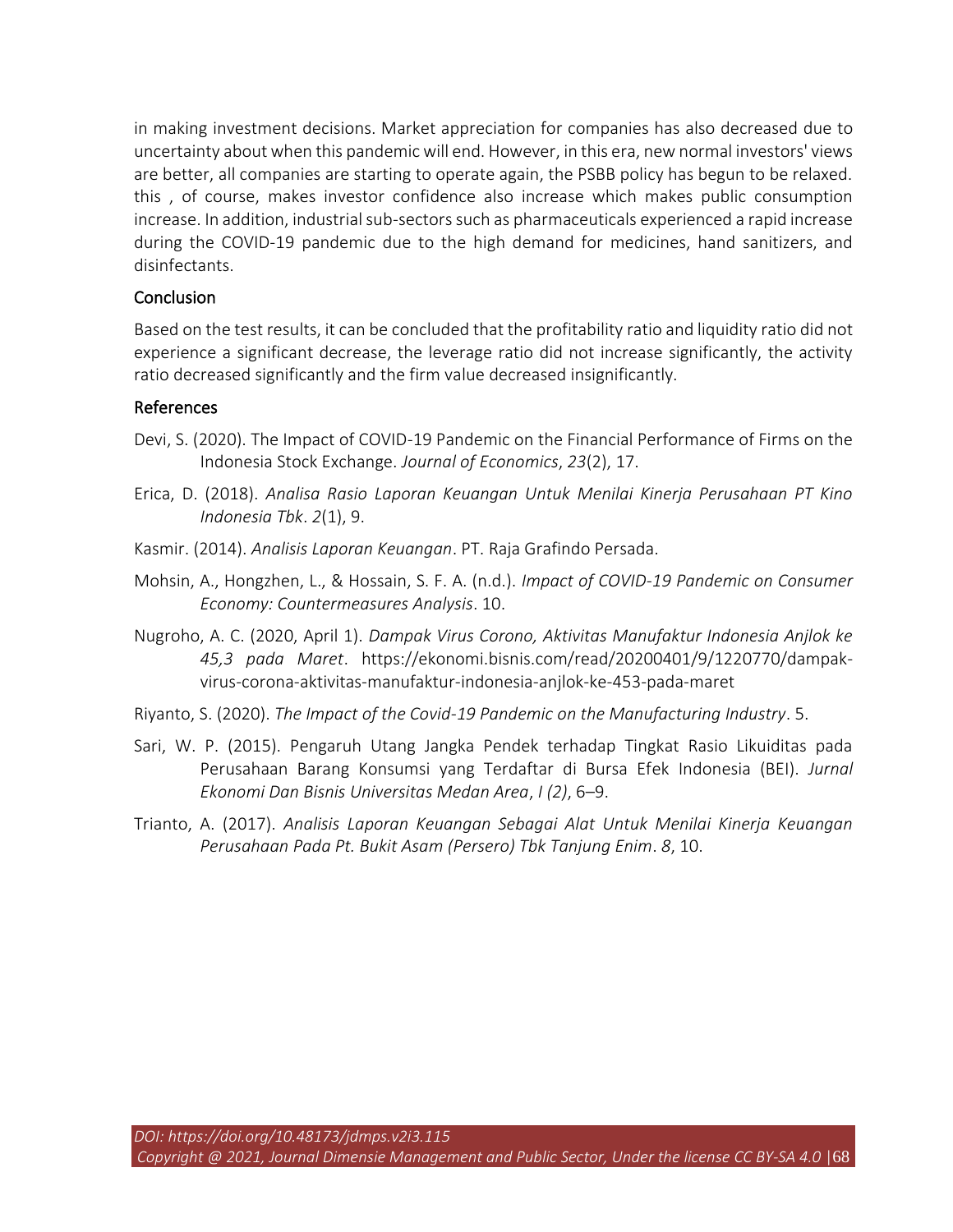in making investment decisions. Market appreciation for companies has also decreased due to uncertainty about when this pandemic will end. However, in this era, new normal investors' views are better, all companies are starting to operate again, the PSBB policy has begun to be relaxed. this , of course, makes investor confidence also increase which makes public consumption increase. In addition, industrial sub-sectors such as pharmaceuticals experienced a rapid increase during the COVID-19 pandemic due to the high demand for medicines, hand sanitizers, and disinfectants.

## Conclusion

Based on the test results, it can be concluded that the profitability ratio and liquidity ratio did not experience a significant decrease, the leverage ratio did not increase significantly, the activity ratio decreased significantly and the firm value decreased insignificantly.

## References

Devi, S. (2020). The Impact of COVID-19 Pandemic on the Financial Performance of Firms on the Indonesia Stock Exchange. *Journal of Economics*, *23*(2), 17.

Erica, D. (2018). *Analisa Rasio Laporan Keuangan Untuk Menilai Kinerja Perusahaan PT Kino Indonesia Tbk*. *2*(1), 9.

Kasmir. (2014). *Analisis Laporan Keuangan*. PT. Raja Grafindo Persada.

Mohsin, A., Hongzhen, L., & Hossain, S. F. A. (n.d.). *Impact of COVID-19 Pandemic on Consumer Economy: Countermeasures Analysis*. 10.

Nugroho, A. C. (2020, April 1). *Dampak Virus Corono, Aktivitas Manufaktur Indonesia Anjlok ke 45,3 pada Maret*. https://ekonomi.bisnis.com/read/20200401/9/1220770/dampak-virus-corona-aktivitas-manufaktur-indonesia-anjlok-ke-453-pada-maret

Riyanto, S. (2020). *The Impact of the Covid-19 Pandemic on the Manufacturing Industry*. 5.

Sari, W. P. (2015). Pengaruh Utang Jangka Pendek terhadap Tingkat Rasio Likuiditas pada Perusahaan Barang Konsumsi yang Terdaftar di Bursa Efek Indonesia (BEI). *Jurnal Ekonomi Dan Bisnis Universitas Medan Area*, *I (2)*, 6–9.

Trianto, A. (2017). *Analisis Laporan Keuangan Sebagai Alat Untuk Menilai Kinerja Keuangan Perusahaan Pada Pt. Bukit Asam (Persero) Tbk Tanjung Enim*. *8*, 10.